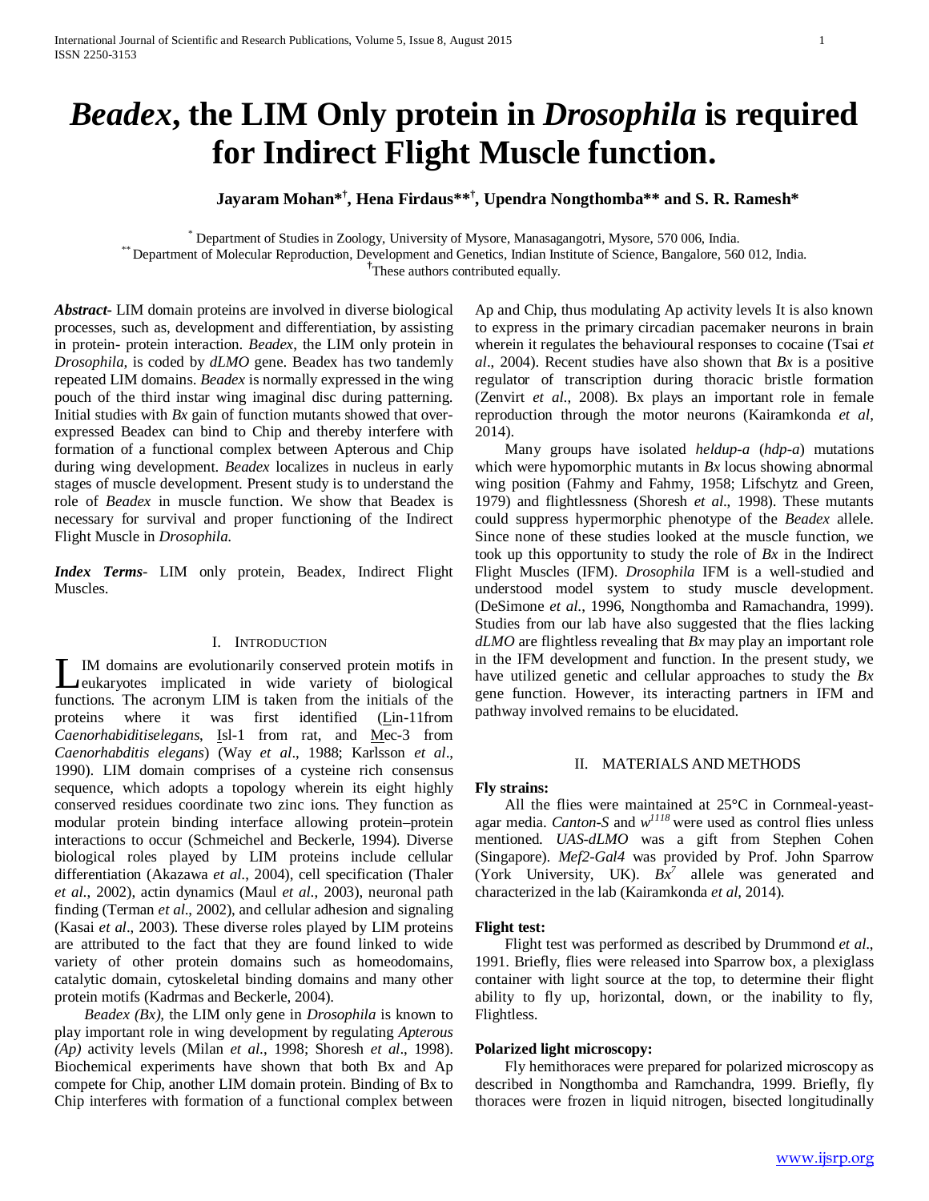# *Beadex*, the LIM Only protein in *Drosophila* is required for Indirect Flight Muscle function.

**Jayaram Mohan*[†], Hena Firdaus**[†], Upendra Nongthomba** and S. R. Ramesh***

[*] Department of Studies in Zoology, University of Mysore, Manasagangotri, Mysore, 570 006, India.
[**] Department of Molecular Reproduction, Development and Genetics, Indian Institute of Science, Bangalore, 560 012, India.
[†]These authors contributed equally.

***Abstract***- LIM domain proteins are involved in diverse biological processes, such as, development and differentiation, by assisting in protein- protein interaction. *Beadex*, the LIM only protein in *Drosophila*, is coded by *dLMO* gene. Beadex has two tandemly repeated LIM domains. *Beadex* is normally expressed in the wing pouch of the third instar wing imaginal disc during patterning. Initial studies with *Bx* gain of function mutants showed that over-expressed Beadex can bind to Chip and thereby interfere with formation of a functional complex between Apterous and Chip during wing development. *Beadex* localizes in nucleus in early stages of muscle development. Present study is to understand the role of *Beadex* in muscle function. We show that Beadex is necessary for survival and proper functioning of the Indirect Flight Muscle in *Drosophila*.

***Index Terms***- LIM only protein, Beadex, Indirect Flight Muscles.

## I. Introduction

LIM domains are evolutionarily conserved protein motifs in eukaryotes implicated in wide variety of biological functions. The acronym LIM is taken from the initials of the proteins where it was first identified (Lin-11from *Caenorhabiditiselegans*, Isl-1 from rat, and Mec-3 from *Caenorhabditis elegans*) (Way *et al*., 1988; Karlsson *et al*., 1990). LIM domain comprises of a cysteine rich consensus sequence, which adopts a topology wherein its eight highly conserved residues coordinate two zinc ions. They function as modular protein binding interface allowing protein–protein interactions to occur (Schmeichel and Beckerle, 1994). Diverse biological roles played by LIM proteins include cellular differentiation (Akazawa *et al*., 2004), cell specification (Thaler *et al*., 2002), actin dynamics (Maul *et al*., 2003), neuronal path finding (Terman *et al*., 2002), and cellular adhesion and signaling (Kasai *et al*., 2003). These diverse roles played by LIM proteins are attributed to the fact that they are found linked to wide variety of other protein domains such as homeodomains, catalytic domain, cytoskeletal binding domains and many other protein motifs (Kadrmas and Beckerle, 2004).

*Beadex (Bx),* the LIM only gene in *Drosophila* is known to play important role in wing development by regulating *Apterous (Ap)* activity levels (Milan *et al*., 1998; Shoresh *et al*., 1998). Biochemical experiments have shown that both Bx and Ap compete for Chip, another LIM domain protein. Binding of Bx to Chip interferes with formation of a functional complex between Ap and Chip, thus modulating Ap activity levels It is also known to express in the primary circadian pacemaker neurons in brain wherein it regulates the behavioural responses to cocaine (Tsai *et al*., 2004). Recent studies have also shown that *Bx* is a positive regulator of transcription during thoracic bristle formation (Zenvirt *et al.*, 2008). Bx plays an important role in female reproduction through the motor neurons (Kairamkonda *et al*, 2014).

Many groups have isolated *heldup-a* (*hdp-a*) mutations which were hypomorphic mutants in *Bx* locus showing abnormal wing position (Fahmy and Fahmy, 1958; Lifschytz and Green, 1979) and flightlessness (Shoresh *et al*., 1998). These mutants could suppress hypermorphic phenotype of the *Beadex* allele. Since none of these studies looked at the muscle function, we took up this opportunity to study the role of *Bx* in the Indirect Flight Muscles (IFM). *Drosophila* IFM is a well-studied and understood model system to study muscle development. (DeSimone *et al*., 1996, Nongthomba and Ramachandra, 1999). Studies from our lab have also suggested that the flies lacking *dLMO* are flightless revealing that *Bx* may play an important role in the IFM development and function. In the present study, we have utilized genetic and cellular approaches to study the *Bx* gene function. However, its interacting partners in IFM and pathway involved remains to be elucidated.

## II. Materials and Methods

**Fly strains:**

All the flies were maintained at 25°C in Cornmeal-yeast-agar media. *Canton-S* and $w^{1118}$ were used as control flies unless mentioned. *UAS-dLMO* was a gift from Stephen Cohen (Singapore). *Mef2-Gal4* was provided by Prof. John Sparrow (York University, UK). $Bx^7$ allele was generated and characterized in the lab (Kairamkonda *et al*, 2014).

**Flight test:**

Flight test was performed as described by Drummond *et al*., 1991. Briefly, flies were released into Sparrow box, a plexiglass container with light source at the top, to determine their flight ability to fly up, horizontal, down, or the inability to fly, Flightless.

**Polarized light microscopy:**

Fly hemithoraces were prepared for polarized microscopy as described in Nongthomba and Ramchandra, 1999. Briefly, fly thoraces were frozen in liquid nitrogen, bisected longitudinally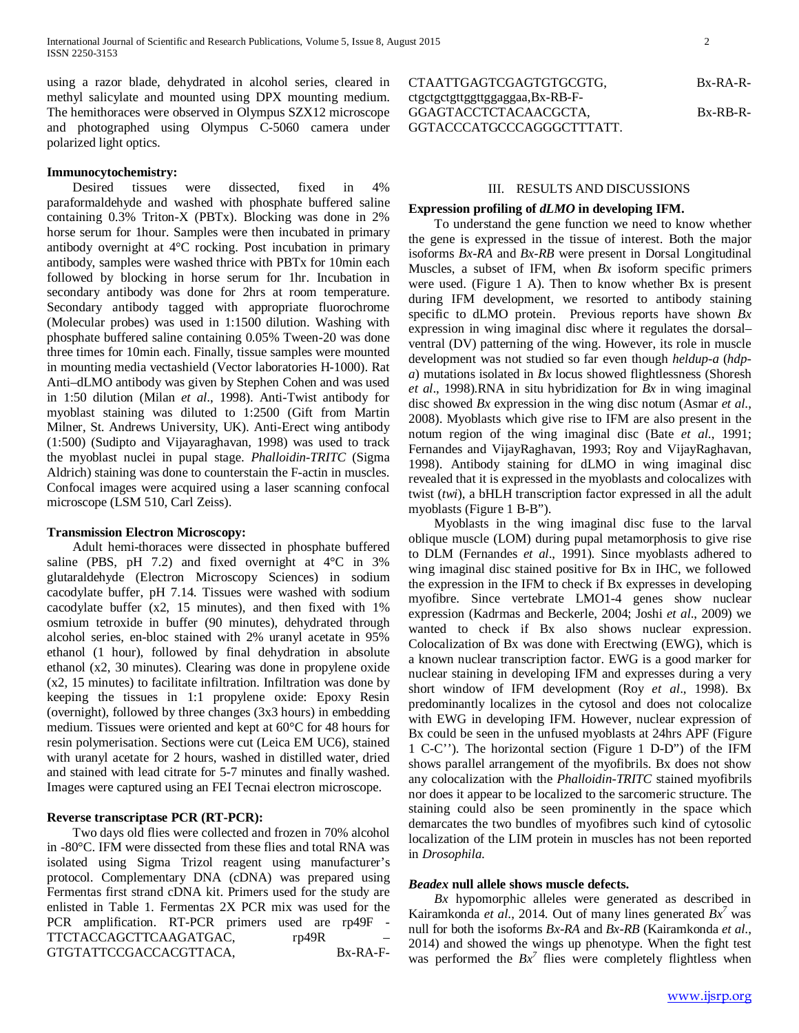using a razor blade, dehydrated in alcohol series, cleared in methyl salicylate and mounted using DPX mounting medium. The hemithoraces were observed in Olympus SZX12 microscope and photographed using Olympus C-5060 camera under polarized light optics.

**Immunocytochemistry:**

Desired tissues were dissected, fixed in 4% paraformaldehyde and washed with phosphate buffered saline containing 0.3% Triton-X (PBTx). Blocking was done in 2% horse serum for 1hour. Samples were then incubated in primary antibody overnight at 4°C rocking. Post incubation in primary antibody, samples were washed thrice with PBTx for 10min each followed by blocking in horse serum for 1hr. Incubation in secondary antibody was done for 2hrs at room temperature. Secondary antibody tagged with appropriate fluorochrome (Molecular probes) was used in 1:1500 dilution. Washing with phosphate buffered saline containing 0.05% Tween-20 was done three times for 10min each. Finally, tissue samples were mounted in mounting media vectashield (Vector laboratories H-1000). Rat Anti–dLMO antibody was given by Stephen Cohen and was used in 1:50 dilution (Milan *et al*., 1998). Anti-Twist antibody for myoblast staining was diluted to 1:2500 (Gift from Martin Milner, St. Andrews University, UK). Anti-Erect wing antibody (1:500) (Sudipto and Vijayaraghavan, 1998) was used to track the myoblast nuclei in pupal stage. *Phalloidin-TRITC* (Sigma Aldrich) staining was done to counterstain the F-actin in muscles. Confocal images were acquired using a laser scanning confocal microscope (LSM 510, Carl Zeiss).

**Transmission Electron Microscopy:**

Adult hemi-thoraces were dissected in phosphate buffered saline (PBS, pH 7.2) and fixed overnight at 4°C in 3% glutaraldehyde (Electron Microscopy Sciences) in sodium cacodylate buffer, pH 7.14. Tissues were washed with sodium cacodylate buffer (x2, 15 minutes), and then fixed with 1% osmium tetroxide in buffer (90 minutes), dehydrated through alcohol series, en-bloc stained with 2% uranyl acetate in 95% ethanol (1 hour), followed by final dehydration in absolute ethanol (x2, 30 minutes). Clearing was done in propylene oxide (x2, 15 minutes) to facilitate infiltration. Infiltration was done by keeping the tissues in 1:1 propylene oxide: Epoxy Resin (overnight), followed by three changes (3x3 hours) in embedding medium. Tissues were oriented and kept at 60°C for 48 hours for resin polymerisation. Sections were cut (Leica EM UC6), stained with uranyl acetate for 2 hours, washed in distilled water, dried and stained with lead citrate for 5-7 minutes and finally washed. Images were captured using an FEI Tecnai electron microscope.

**Reverse transcriptase PCR (RT-PCR):**

Two days old flies were collected and frozen in 70% alcohol in -80°C. IFM were dissected from these flies and total RNA was isolated using Sigma Trizol reagent using manufacturer's protocol. Complementary DNA (cDNA) was prepared using Fermentas first strand cDNA kit. Primers used for the study are enlisted in Table 1. Fermentas 2X PCR mix was used for the PCR amplification. RT-PCR primers used are rp49F - TTCTACCAGCTTCAAGATGAC, rp49R – GTGTATTCCGACCACGTTACA, Bx-RA-F-CTAATTGAGTCGAGTGTGCGTG, Bx-RA-R-ctgctgctgttggttggaggaa,Bx-RB-F-GGAGTACCTCTACAACGCTA, Bx-RB-R-GGTACCCATGCCCAGGGCTTTATT.

## III. RESULTS AND DISCUSSIONS

**Expression profiling of *dLMO* in developing IFM.**

To understand the gene function we need to know whether the gene is expressed in the tissue of interest. Both the major isoforms *Bx-RA* and *Bx-RB* were present in Dorsal Longitudinal Muscles, a subset of IFM, when *Bx* isoform specific primers were used. (Figure 1 A). Then to know whether Bx is present during IFM development, we resorted to antibody staining specific to dLMO protein. Previous reports have shown *Bx* expression in wing imaginal disc where it regulates the dorsal–ventral (DV) patterning of the wing. However, its role in muscle development was not studied so far even though *heldup-a* (*hdp-a*) mutations isolated in *Bx* locus showed flightlessness (Shoresh *et al*., 1998).RNA in situ hybridization for *Bx* in wing imaginal disc showed *Bx* expression in the wing disc notum (Asmar *et al.*, 2008). Myoblasts which give rise to IFM are also present in the notum region of the wing imaginal disc (Bate *et al.*, 1991; Fernandes and VijayRaghavan, 1993; Roy and VijayRaghavan, 1998). Antibody staining for dLMO in wing imaginal disc revealed that it is expressed in the myoblasts and colocalizes with twist (*twi*), a bHLH transcription factor expressed in all the adult myoblasts (Figure 1 B-B").

Myoblasts in the wing imaginal disc fuse to the larval oblique muscle (LOM) during pupal metamorphosis to give rise to DLM (Fernandes *et al*., 1991). Since myoblasts adhered to wing imaginal disc stained positive for Bx in IHC, we followed the expression in the IFM to check if Bx expresses in developing myofibre. Since vertebrate LMO1-4 genes show nuclear expression (Kadrmas and Beckerle, 2004; Joshi *et al*., 2009) we wanted to check if Bx also shows nuclear expression. Colocalization of Bx was done with Erectwing (EWG), which is a known nuclear transcription factor. EWG is a good marker for nuclear staining in developing IFM and expresses during a very short window of IFM development (Roy *et al*., 1998). Bx predominantly localizes in the cytosol and does not colocalize with EWG in developing IFM. However, nuclear expression of Bx could be seen in the unfused myoblasts at 24hrs APF (Figure 1 C-C''). The horizontal section (Figure 1 D-D") of the IFM shows parallel arrangement of the myofibrils. Bx does not show any colocalization with the *Phalloidin-TRITC* stained myofibrils nor does it appear to be localized to the sarcomeric structure. The staining could also be seen prominently in the space which demarcates the two bundles of myofibres such kind of cytosolic localization of the LIM protein in muscles has not been reported in *Drosophila.*

***Beadex* null allele shows muscle defects.**

*Bx* hypomorphic alleles were generated as described in Kairamkonda *et al*., 2014. Out of many lines generated $Bx^7$ was null for both the isoforms *Bx-RA* and *Bx-RB* (Kairamkonda *et al*., 2014) and showed the wings up phenotype. When the fight test was performed the $Bx^7$ flies were completely flightless when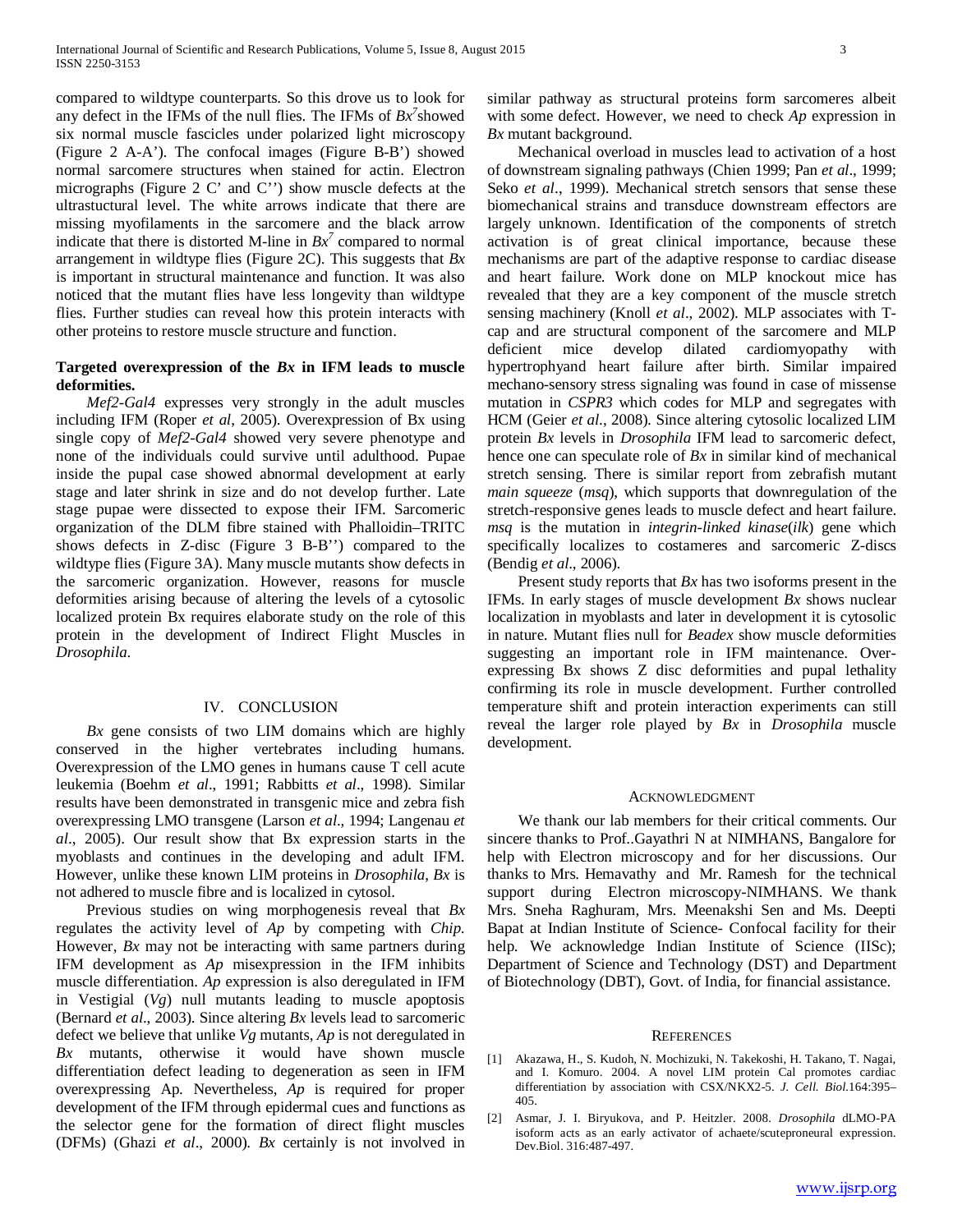compared to wildtype counterparts. So this drove us to look for any defect in the IFMs of the null flies. The IFMs of *Bx*$^{7}$showed six normal muscle fascicles under polarized light microscopy (Figure 2 A-A'). The confocal images (Figure B-B') showed normal sarcomere structures when stained for actin. Electron micrographs (Figure 2 C' and C'') show muscle defects at the ultrastuctural level. The white arrows indicate that there are missing myofilaments in the sarcomere and the black arrow indicate that there is distorted M-line in *Bx*$^{7}$ compared to normal arrangement in wildtype flies (Figure 2C). This suggests that *Bx* is important in structural maintenance and function. It was also noticed that the mutant flies have less longevity than wildtype flies. Further studies can reveal how this protein interacts with other proteins to restore muscle structure and function.

**Targeted overexpression of the *Bx* in IFM leads to muscle deformities.**

*Mef2-Gal4* expresses very strongly in the adult muscles including IFM (Roper *et al*, 2005). Overexpression of Bx using single copy of *Mef2-Gal4* showed very severe phenotype and none of the individuals could survive until adulthood. Pupae inside the pupal case showed abnormal development at early stage and later shrink in size and do not develop further. Late stage pupae were dissected to expose their IFM. Sarcomeric organization of the DLM fibre stained with Phalloidin–TRITC shows defects in Z-disc (Figure 3 B-B'') compared to the wildtype flies (Figure 3A). Many muscle mutants show defects in the sarcomeric organization. However, reasons for muscle deformities arising because of altering the levels of a cytosolic localized protein Bx requires elaborate study on the role of this protein in the development of Indirect Flight Muscles in *Drosophila*.

## IV. CONCLUSION

*Bx* gene consists of two LIM domains which are highly conserved in the higher vertebrates including humans. Overexpression of the LMO genes in humans cause T cell acute leukemia (Boehm *et al*., 1991; Rabbitts *et al*., 1998). Similar results have been demonstrated in transgenic mice and zebra fish overexpressing LMO transgene (Larson *et al*., 1994; Langenau *et al*., 2005). Our result show that Bx expression starts in the myoblasts and continues in the developing and adult IFM. However, unlike these known LIM proteins in *Drosophila*, *Bx* is not adhered to muscle fibre and is localized in cytosol.

Previous studies on wing morphogenesis reveal that *Bx* regulates the activity level of *Ap* by competing with *Chip*. However, *Bx* may not be interacting with same partners during IFM development as *Ap* misexpression in the IFM inhibits muscle differentiation. *Ap* expression is also deregulated in IFM in Vestigial (*Vg*) null mutants leading to muscle apoptosis (Bernard *et al*., 2003). Since altering *Bx* levels lead to sarcomeric defect we believe that unlike *Vg* mutants, *Ap* is not deregulated in *Bx* mutants, otherwise it would have shown muscle differentiation defect leading to degeneration as seen in IFM overexpressing Ap. Nevertheless, *Ap* is required for proper development of the IFM through epidermal cues and functions as the selector gene for the formation of direct flight muscles (DFMs) (Ghazi *et al*., 2000). *Bx* certainly is not involved in similar pathway as structural proteins form sarcomeres albeit with some defect. However, we need to check *Ap* expression in *Bx* mutant background.

Mechanical overload in muscles lead to activation of a host of downstream signaling pathways (Chien 1999; Pan *et al*., 1999; Seko *et al*., 1999). Mechanical stretch sensors that sense these biomechanical strains and transduce downstream effectors are largely unknown. Identification of the components of stretch activation is of great clinical importance, because these mechanisms are part of the adaptive response to cardiac disease and heart failure. Work done on MLP knockout mice has revealed that they are a key component of the muscle stretch sensing machinery (Knoll *et al*., 2002). MLP associates with T-cap and are structural component of the sarcomere and MLP deficient mice develop dilated cardiomyopathy with hypertrophyand heart failure after birth. Similar impaired mechano-sensory stress signaling was found in case of missense mutation in *CSPR3* which codes for MLP and segregates with HCM (Geier *et al*., 2008). Since altering cytosolic localized LIM protein *Bx* levels in *Drosophila* IFM lead to sarcomeric defect, hence one can speculate role of *Bx* in similar kind of mechanical stretch sensing. There is similar report from zebrafish mutant *main squeeze* (*msq*), which supports that downregulation of the stretch-responsive genes leads to muscle defect and heart failure. *msq* is the mutation in *integrin-linked kinase*(*ilk*) gene which specifically localizes to costameres and sarcomeric Z-discs (Bendig *et al*., 2006).

Present study reports that *Bx* has two isoforms present in the IFMs. In early stages of muscle development *Bx* shows nuclear localization in myoblasts and later in development it is cytosolic in nature. Mutant flies null for *Beadex* show muscle deformities suggesting an important role in IFM maintenance. Over-expressing Bx shows Z disc deformities and pupal lethality confirming its role in muscle development. Further controlled temperature shift and protein interaction experiments can still reveal the larger role played by *Bx* in *Drosophila* muscle development.

## ACKNOWLEDGMENT

We thank our lab members for their critical comments. Our sincere thanks to Prof..Gayathri N at NIMHANS, Bangalore for help with Electron microscopy and for her discussions. Our thanks to Mrs. Hemavathy and Mr. Ramesh for the technical support during Electron microscopy-NIMHANS. We thank Mrs. Sneha Raghuram, Mrs. Meenakshi Sen and Ms. Deepti Bapat at Indian Institute of Science- Confocal facility for their help. We acknowledge Indian Institute of Science (IISc); Department of Science and Technology (DST) and Department of Biotechnology (DBT), Govt. of India, for financial assistance.

## REFERENCES

[1] Akazawa, H., S. Kudoh, N. Mochizuki, N. Takekoshi, H. Takano, T. Nagai, and I. Komuro. 2004. A novel LIM protein Cal promotes cardiac differentiation by association with CSX/NKX2-5. *J. Cell. Biol.*164:395–405.

[2] Asmar, J. I. Biryukova, and P. Heitzler. 2008. *Drosophila* dLMO-PA isoform acts as an early activator of achaete/scuteproneural expression. Dev.Biol. 316:487-497.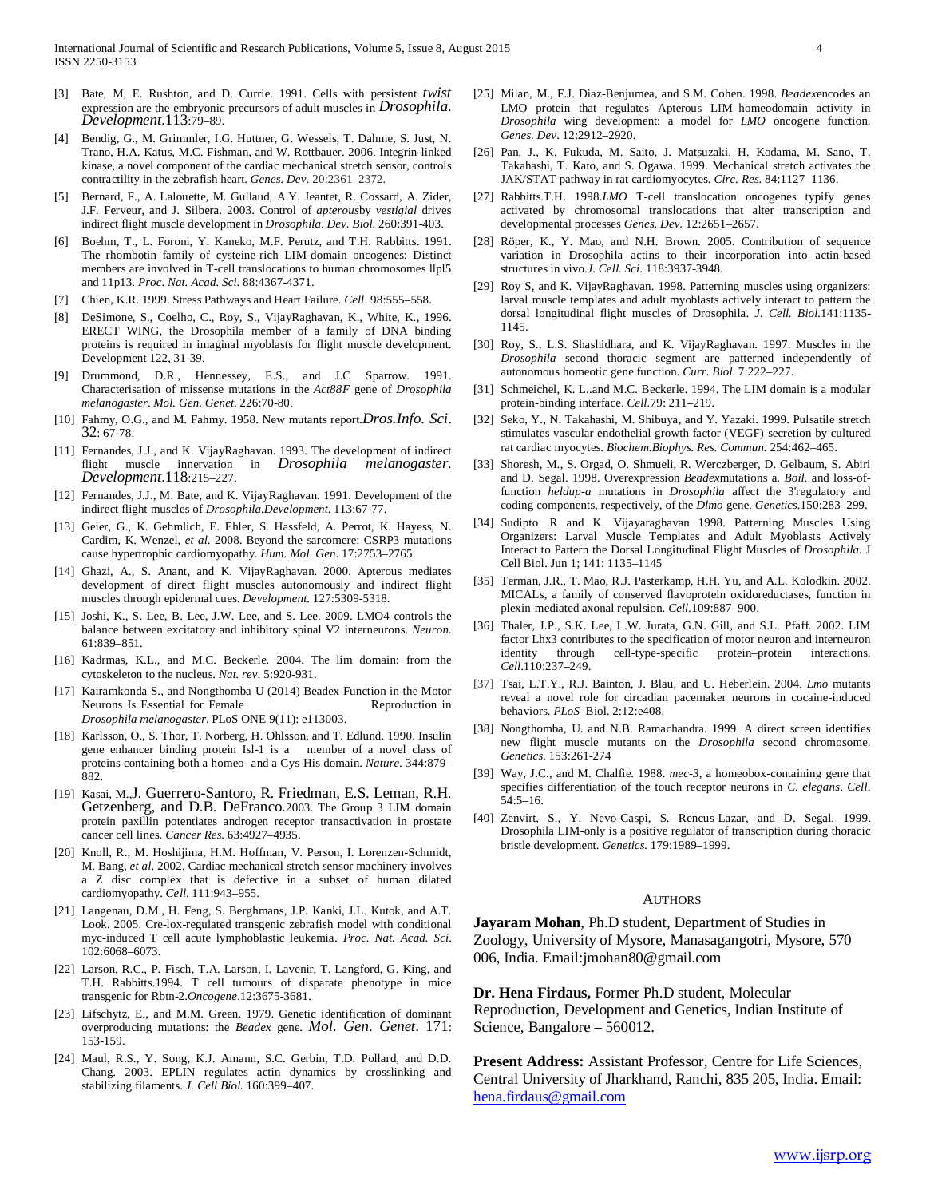[3] Bate, M, E. Rushton, and D. Currie. 1991. Cells with persistent *twist* expression are the embryonic precursors of adult muscles in *Drosophila. Development*.113:79–89.

[4] Bendig, G., M. Grimmler, I.G. Huttner, G. Wessels, T. Dahme, S. Just, N. Trano, H.A. Katus, M.C. Fishman, and W. Rottbauer. 2006. Integrin-linked kinase, a novel component of the cardiac mechanical stretch sensor, controls contractility in the zebrafish heart. *Genes. Dev*. 20:2361–2372.

[5] Bernard, F., A. Lalouette, M. Gullaud, A.Y. Jeantet, R. Cossard, A. Zider, J.F. Ferveur, and J. Silbera. 2003. Control of *apterous*by *vestigial* drives indirect flight muscle development in *Drosophila*. *Dev. Biol.* 260:391-403.

[6] Boehm, T., L. Foroni, Y. Kaneko, M.F. Perutz, and T.H. Rabbitts. 1991. The rhombotin family of cysteine-rich LIM-domain oncogenes: Distinct members are involved in T-cell translocations to human chromosomes llpl5 and 11p13. *Proc. Nat. Acad. Sci.* 88:4367-4371.

[7] Chien, K.R. 1999. Stress Pathways and Heart Failure. *Cell*. 98:555–558.

[8] DeSimone, S., Coelho, C., Roy, S., VijayRaghavan, K., White, K., 1996. ERECT WING, the Drosophila member of a family of DNA binding proteins is required in imaginal myoblasts for flight muscle development. Development 122, 31-39.

[9] Drummond, D.R., Hennessey, E.S., and J.C Sparrow. 1991. Characterisation of missense mutations in the *Act88F* gene of *Drosophila melanogaster*. *Mol. Gen. Genet*. 226:70-80.

[10] Fahmy, O.G., and M. Fahmy. 1958. New mutants report.*Dros.Info. Sci*. 32: 67-78.

[11] Fernandes, J.J., and K. VijayRaghavan. 1993. The development of indirect flight muscle innervation in *Drosophila melanogaster. Development*.118:215–227.

[12] Fernandes, J.J., M. Bate, and K. VijayRaghavan. 1991. Development of the indirect flight muscles of *Drosophila.Development*. 113:67-77.

[13] Geier, G., K. Gehmlich, E. Ehler, S. Hassfeld, A. Perrot, K. Hayess, N. Cardim, K. Wenzel, *et al*. 2008. Beyond the sarcomere: CSRP3 mutations cause hypertrophic cardiomyopathy. *Hum. Mol. Gen.* 17:2753–2765.

[14] Ghazi, A., S. Anant, and K. VijayRaghavan. 2000. Apterous mediates development of direct flight muscles autonomously and indirect flight muscles through epidermal cues. *Development*. 127:5309-5318.

[15] Joshi, K., S. Lee, B. Lee, J.W. Lee, and S. Lee. 2009. LMO4 controls the balance between excitatory and inhibitory spinal V2 interneurons. *Neuron*. 61:839–851.

[16] Kadrmas, K.L., and M.C. Beckerle. 2004. The lim domain: from the cytoskeleton to the nucleus. *Nat. rev*. 5:920-931.

[17] Kairamkonda S., and Nongthomba U (2014) Beadex Function in the Motor Neurons Is Essential for Female Reproduction in *Drosophila melanogaster*. PLoS ONE 9(11): e113003.

[18] Karlsson, O., S. Thor, T. Norberg, H. Ohlsson, and T. Edlund. 1990. Insulin gene enhancer binding protein Isl-1 is a member of a novel class of proteins containing both a homeo- and a Cys-His domain. *Nature*. 344:879–882.

[19] Kasai, M.,J. Guerrero-Santoro, R. Friedman, E.S. Leman, R.H. Getzenberg, and D.B. DeFranco.2003. The Group 3 LIM domain protein paxillin potentiates androgen receptor transactivation in prostate cancer cell lines. *Cancer Res.* 63:4927–4935.

[20] Knoll, R., M. Hoshijima, H.M. Hoffman, V. Person, I. Lorenzen-Schmidt, M. Bang, *et al*. 2002. Cardiac mechanical stretch sensor machinery involves a Z disc complex that is defective in a subset of human dilated cardiomyopathy. *Cell*. 111:943–955.

[21] Langenau, D.M., H. Feng, S. Berghmans, J.P. Kanki, J.L. Kutok, and A.T. Look. 2005. Cre-lox-regulated transgenic zebrafish model with conditional myc-induced T cell acute lymphoblastic leukemia. *Proc. Nat. Acad. Sci*. 102:6068–6073.

[22] Larson, R.C., P. Fisch, T.A. Larson, I. Lavenir, T. Langford, G. King, and T.H. Rabbitts.1994. T cell tumours of disparate phenotype in mice transgenic for Rbtn-2.*Oncogene*.12:3675-3681.

[23] Lifschytz, E., and M.M. Green. 1979. Genetic identification of dominant overproducing mutations: the *Beadex* gene. *Mol. Gen. Genet*. 171: 153-159.

[24] Maul, R.S., Y. Song, K.J. Amann, S.C. Gerbin, T.D. Pollard, and D.D. Chang. 2003. EPLIN regulates actin dynamics by crosslinking and stabilizing filaments. *J. Cell Biol.* 160:399–407.

[25] Milan, M., F.J. Diaz-Benjumea, and S.M. Cohen. 1998. *Beadex*encodes an LMO protein that regulates Apterous LIM–homeodomain activity in *Drosophila* wing development: a model for *LMO* oncogene function. *Genes. Dev*. 12:2912–2920.

[26] Pan, J., K. Fukuda, M. Saito, J. Matsuzaki, H. Kodama, M. Sano, T. Takahashi, T. Kato, and S. Ogawa. 1999. Mechanical stretch activates the JAK/STAT pathway in rat cardiomyocytes. *Circ. Res.* 84:1127–1136.

[27] Rabbitts.T.H. 1998.*LMO* T-cell translocation oncogenes typify genes activated by chromosomal translocations that alter transcription and developmental processes *Genes. Dev.* 12:2651–2657.

[28] Röper, K., Y. Mao, and N.H. Brown. 2005. Contribution of sequence variation in Drosophila actins to their incorporation into actin-based structures in vivo.*J. Cell. Sci*. 118:3937-3948.

[29] Roy S, and K. VijayRaghavan. 1998. Patterning muscles using organizers: larval muscle templates and adult myoblasts actively interact to pattern the dorsal longitudinal flight muscles of Drosophila. *J. Cell. Biol.*141:1135-1145.

[30] Roy, S., L.S. Shashidhara, and K. VijayRaghavan. 1997. Muscles in the *Drosophila* second thoracic segment are patterned independently of autonomous homeotic gene function. *Curr. Biol*. 7:222–227.

[31] Schmeichel, K. L..and M.C. Beckerle. 1994. The LIM domain is a modular protein-binding interface. *Cell*.79: 211–219.

[32] Seko, Y., N. Takahashi, M. Shibuya, and Y. Yazaki. 1999. Pulsatile stretch stimulates vascular endothelial growth factor (VEGF) secretion by cultured rat cardiac myocytes. *Biochem.Biophys. Res. Commun.* 254:462–465.

[33] Shoresh, M., S. Orgad, O. Shmueli, R. Werczberger, D. Gelbaum, S. Abiri and D. Segal. 1998. Overexpression *Beadex*mutations a. *Boil.* and loss-of-function *heldup-a* mutations in *Drosophila* affect the 3'regulatory and coding components, respectively, of the *Dlmo* gene. *Genetics*.150:283–299.

[34] Sudipto .R and K. Vijayaraghavan 1998. Patterning Muscles Using Organizers: Larval Muscle Templates and Adult Myoblasts Actively Interact to Pattern the Dorsal Longitudinal Flight Muscles of *Drosophila.* J Cell Biol. Jun 1; 141: 1135–1145

[35] Terman, J.R., T. Mao, R.J. Pasterkamp, H.H. Yu, and A.L. Kolodkin. 2002. MICALs, a family of conserved flavoprotein oxidoreductases, function in plexin-mediated axonal repulsion. *Cell*.109:887–900.

[36] Thaler, J.P., S.K. Lee, L.W. Jurata, G.N. Gill, and S.L. Pfaff. 2002. LIM factor Lhx3 contributes to the specification of motor neuron and interneuron identity through cell-type-specific protein–protein interactions. *Cell*.110:237–249.

[37] Tsai, L.T.Y., R.J. Bainton, J. Blau, and U. Heberlein. 2004. *Lmo* mutants reveal a novel role for circadian pacemaker neurons in cocaine-induced behaviors. *PLoS* Biol. 2:12:e408.

[38] Nongthomba, U. and N.B. Ramachandra. 1999. A direct screen identifies new flight muscle mutants on the *Drosophila* second chromosome. *Genetics.* 153:261-274

[39] Way, J.C., and M. Chalfie. 1988. *mec-3*, a homeobox-containing gene that specifies differentiation of the touch receptor neurons in *C. elegans*. *Cell*. 54:5–16.

[40] Zenvirt, S., Y. Nevo-Caspi, S. Rencus-Lazar, and D. Segal. 1999. Drosophila LIM-only is a positive regulator of transcription during thoracic bristle development. *Genetics.* 179:1989–1999.

## AUTHORS

**Jayaram Mohan**, Ph.D student, Department of Studies in Zoology, University of Mysore, Manasagangotri, Mysore, 570 006, India. Email:jmohan80@gmail.com

**Dr. Hena Firdaus,** Former Ph.D student, Molecular Reproduction, Development and Genetics, Indian Institute of Science, Bangalore – 560012.

**Present Address:** Assistant Professor, Centre for Life Sciences, Central University of Jharkhand, Ranchi, 835 205, India. Email: hena.firdaus@gmail.com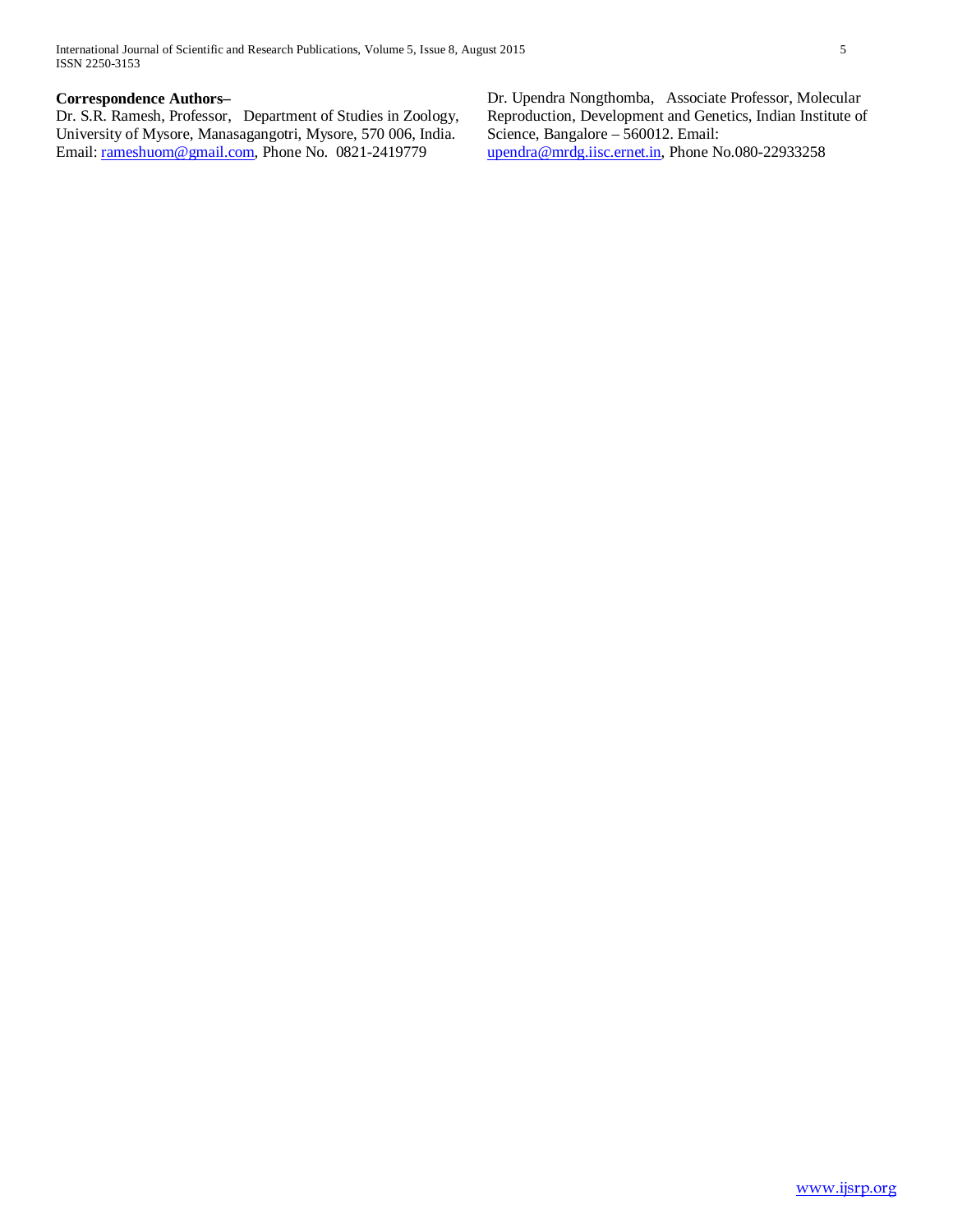**Correspondence Authors–**

Dr. S.R. Ramesh, Professor, Department of Studies in Zoology, University of Mysore, Manasagangotri, Mysore, 570 006, India. Email: rameshuom@gmail.com, Phone No. 0821-2419779

Dr. Upendra Nongthomba, Associate Professor, Molecular Reproduction, Development and Genetics, Indian Institute of Science, Bangalore – 560012. Email: upendra@mrdg.iisc.ernet.in, Phone No.080-22933258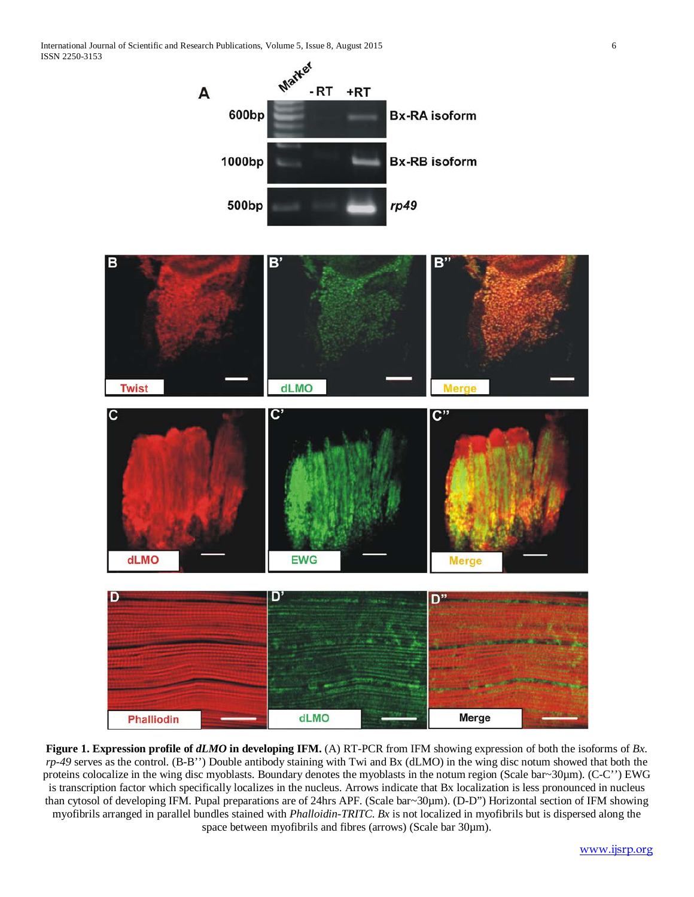**Figure 1. Expression profile of *dLMO* in developing IFM.** (A) RT-PCR from IFM showing expression of both the isoforms of *Bx*. *rp-49* serves as the control. (B-B'') Double antibody staining with Twi and Bx (dLMO) in the wing disc notum showed that both the proteins colocalize in the wing disc myoblasts. Boundary denotes the myoblasts in the notum region (Scale bar~30µm). (C-C'') EWG is transcription factor which specifically localizes in the nucleus. Arrows indicate that Bx localization is less pronounced in nucleus than cytosol of developing IFM. Pupal preparations are of 24hrs APF. (Scale bar~30µm). (D-D") Horizontal section of IFM showing myofibrils arranged in parallel bundles stained with *Phalloidin-TRITC*. *Bx* is not localized in myofibrils but is dispersed along the space between myofibrils and fibres (arrows) (Scale bar 30µm).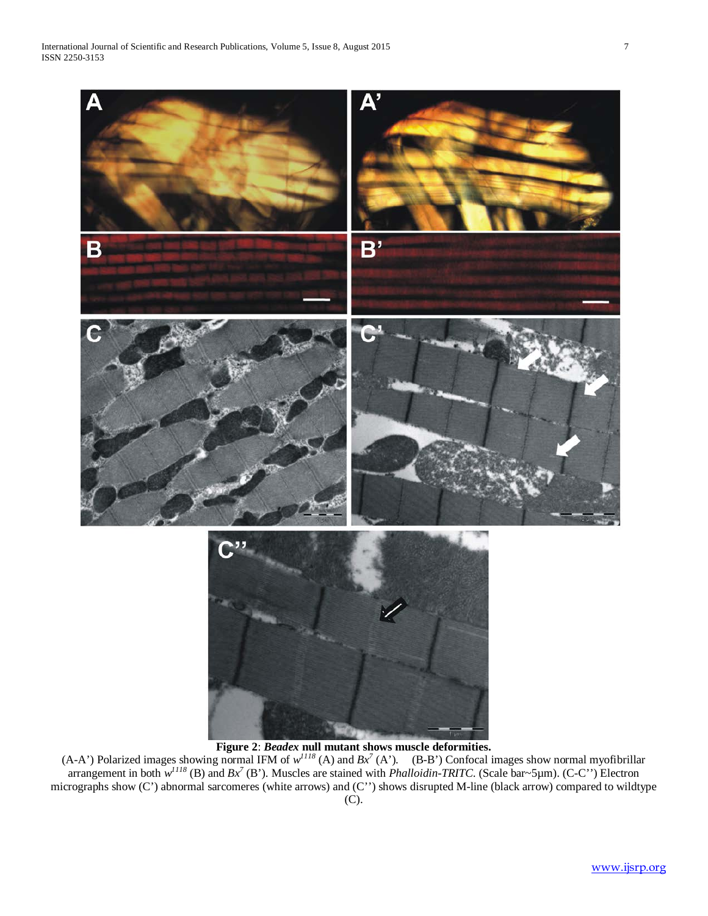**Figure 2**: ***Beadex* null mutant shows muscle deformities.**

(A-A') Polarized images showing normal IFM of $w^{1118}$ (A) and $Bx^{7}$ (A'). (B-B') Confocal images show normal myofibrillar arrangement in both $w^{1118}$ (B) and $Bx^{7}$ (B'). Muscles are stained with *Phalloidin-TRITC*. (Scale bar~5µm). (C-C'') Electron micrographs show (C') abnormal sarcomeres (white arrows) and (C'') shows disrupted M-line (black arrow) compared to wildtype (C).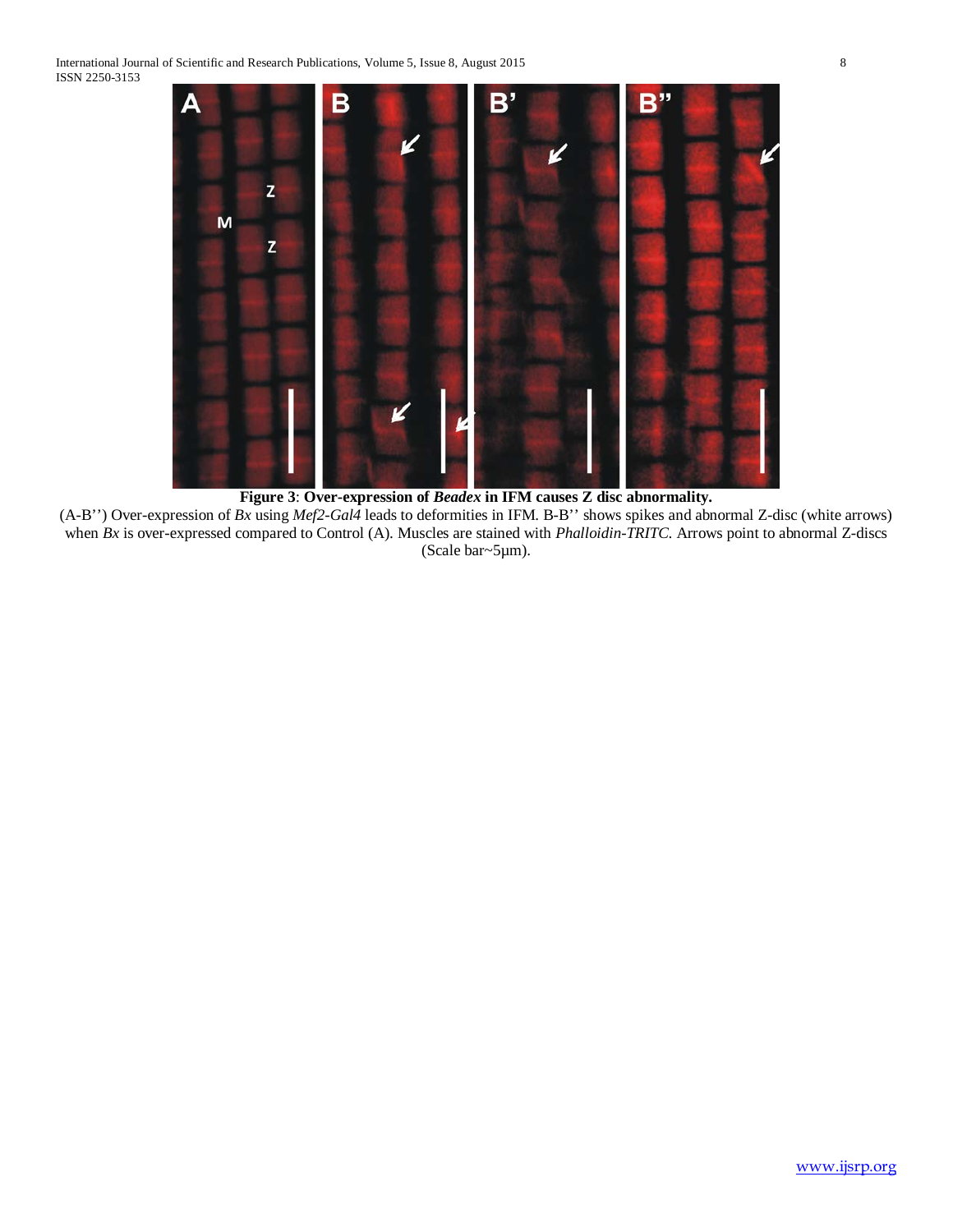A B B' B''

M Z Z

**Figure 3**: **Over-expression of *Beadex* in IFM causes Z disc abnormality.**

(A-B'') Over-expression of *Bx* using *Mef2-Gal4* leads to deformities in IFM. B-B'' shows spikes and abnormal Z-disc (white arrows) when *Bx* is over-expressed compared to Control (A). Muscles are stained with *Phalloidin-TRITC.* Arrows point to abnormal Z-discs (Scale bar~5µm).